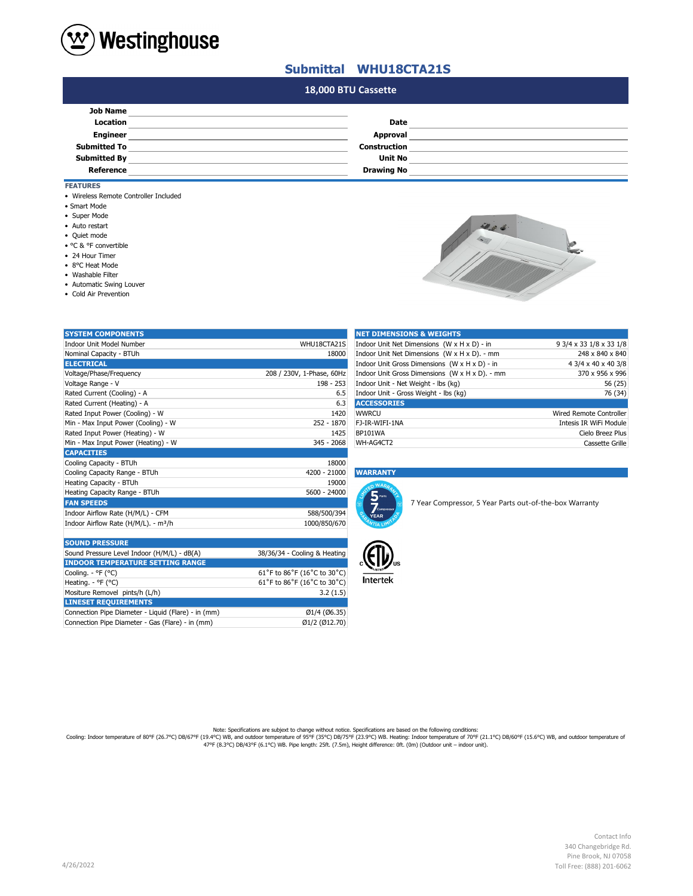# Westinghouse

## Submittal WHU18CTA21S

### 18,000 BTU Cassette

| | | | |
|---|---|---|---|
| **Job Name** | | | |
| **Location** | | **Date** | |
| **Engineer** | | **Approval** | |
| **Submitted To** | | **Construction** | |
| **Submitted By** | | **Unit No** | |
| **Reference** | | **Drawing No** | |

### FEATURES

- Wireless Remote Controller Included
- Smart Mode
- Super Mode
- Auto restart
- Quiet mode
- °C & °F convertible
- 24 Hour Timer
- 8°C Heat Mode
- Washable Filter
- Automatic Swing Louver
- Cold Air Prevention

| SYSTEM COMPONENTS | |
|---|---|
| Indoor Unit Model Number | WHU18CTA21S |
| Nominal Capacity - BTUh | 18000 |
| **ELECTRICAL** | |
| Voltage/Phase/Frequency | 208 / 230V, 1-Phase, 60Hz |
| Voltage Range - V | 198 - 253 |
| Rated Current (Cooling) - A | 6.5 |
| Rated Current (Heating) - A | 6.3 |
| Rated Input Power (Cooling) - W | 1420 |
| Min - Max Input Power (Cooling) - W | 252 - 1870 |
| Rated Input Power (Heating) - W | 1425 |
| Min - Max Input Power (Heating) - W | 345 - 2068 |
| **CAPACITIES** | |
| Cooling Capacity - BTUh | 18000 |
| Cooling Capacity Range - BTUh | 4200 - 21000 |
| Heating Capacity - BTUh | 19000 |
| Heating Capacity Range - BTUh | 5600 - 24000 |
| **FAN SPEEDS** | |
| Indoor Airflow Rate (H/M/L) - CFM | 588/500/394 |
| Indoor Airflow Rate (H/M/L). - m³/h | 1000/850/670 |

| SOUND PRESSURE | |
|---|---|
| Sound Pressure Level Indoor (H/M/L) - dB(A) | 38/36/34 - Cooling & Heating |
| **INDOOR TEMPERATURE SETTING RANGE** | |
| Cooling. - °F (°C) | 61˚F to 86˚F (16˚C to 30˚C) |
| Heating. - °F (°C) | 61˚F to 86˚F (16˚C to 30˚C) |
| Mositure Removel pints/h (L/h) | 3.2 (1.5) |
| **LINESET REQUIREMENTS** | |
| Connection Pipe Diameter - Liquid (Flare) - in (mm) | Ø1/4 (Ø6.35) |
| Connection Pipe Diameter - Gas (Flare) - in (mm) | Ø1/2 (Ø12.70) |

| NET DIMENSIONS & WEIGHTS | |
|---|---|
| Indoor Unit Net Dimensions (W x H x D) - in | 9 3/4 x 33 1/8 x 33 1/8 |
| Indoor Unit Net Dimensions (W x H x D). - mm | 248 x 840 x 840 |
| Indoor Unit Gross Dimensions (W x H x D) - in | 4 3/4 x 40 x 40 3/8 |
| Indoor Unit Gross Dimensions (W x H x D). - mm | 370 x 956 x 996 |
| Indoor Unit - Net Weight - lbs (kg) | 56 (25) |
| Indoor Unit - Gross Weight - lbs (kg) | 76 (34) |
| **ACCESSORIES** | |
| WWRCU | Wired Remote Controller |
| FJ-IR-WIFI-1NA | Intesis IR WiFi Module |
| BP101WA | Cielo Breez Plus |
| WH-AG4CT2 | Cassette Grille |

### WARRANTY

7 Year Compressor, 5 Year Parts out-of-the-box Warranty

Intertek

Note: Specifications are subject to change without notice. Specifications are based on the following conditions:
Cooling: Indoor temperature of 80°F (26.7°C) DB/67°F (19.4°C) WB, and outdoor temperature of 95°F (35°C) DB/75°F (23.9°C) WB. Heating: Indoor temperature of 70°F (21.1°C) DB/60°F (15.6°C) WB, and outdoor temperature of 47°F (8.3°C) DB/43°F (6.1°C) WB. Pipe length: 25ft. (7.5m), Height difference: 0ft. (0m) (Outdoor unit – indoor unit).

4/26/2022

Contact Info
340 Changebridge Rd.
Pine Brook, NJ 07058
Toll Free: (888) 201-6062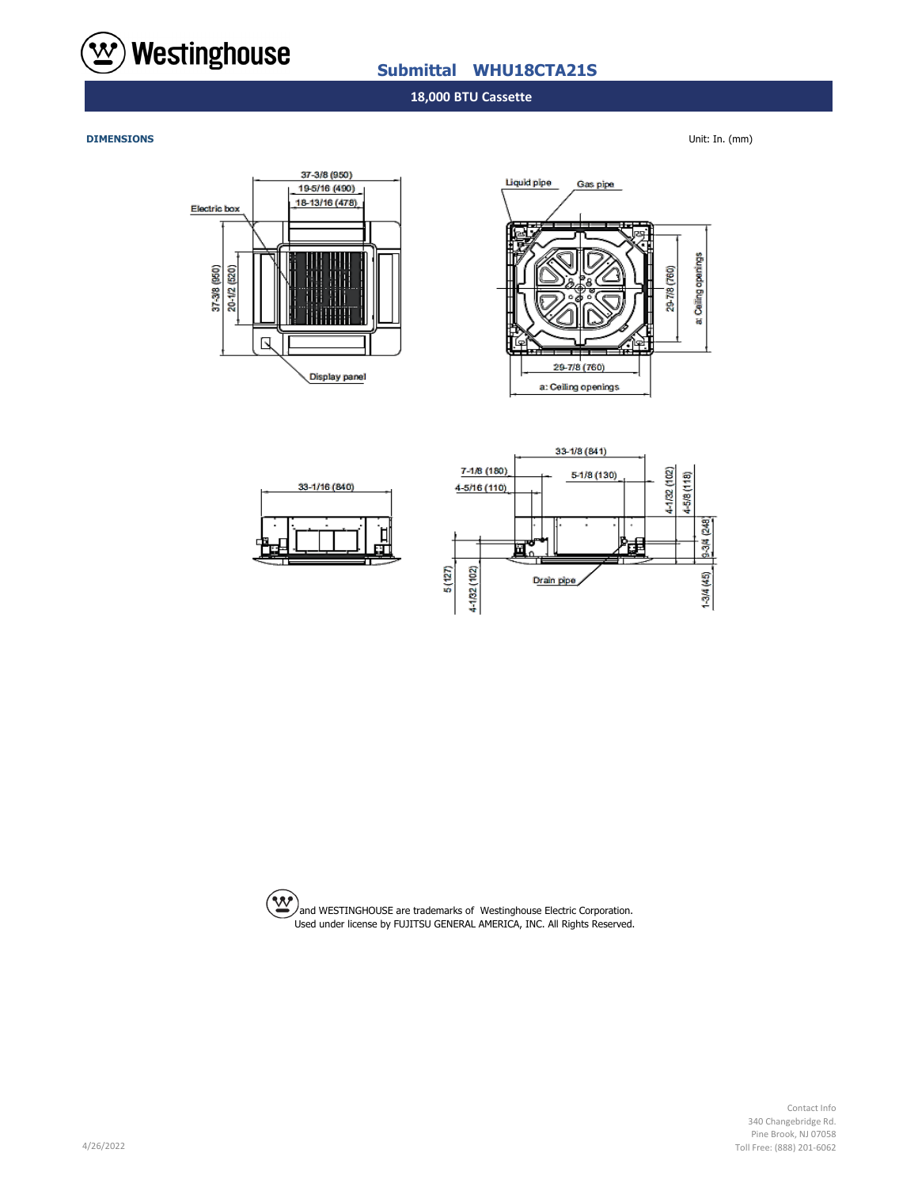Submittal WHU18CTA21S

18,000 BTU Cassette

**DIMENSIONS**

Unit: In. (mm)

37-3/8 (950)
19-5/16 (490)
18-13/16 (478)
Electric box
37-3/8 (950)
20-1/2 (520)
Display panel

Liquid pipe
Gas pipe
29-7/8 (760)
a: Ceiling openings
29-7/8 (760)
a: Ceiling openings

33-1/16 (840)

33-1/8 (841)
7-1/8 (180)
4-5/16 (110)
5-1/8 (130)
4-1/32 (102)
4-5/8 (118)
9-3/4 (248)
1-3/4 (45)
5 (127)
4-1/32 (102)
Drain pipe

and WESTINGHOUSE are trademarks of Westinghouse Electric Corporation.
Used under license by FUJITSU GENERAL AMERICA, INC. All Rights Reserved.

4/26/2022

Contact Info
340 Changebridge Rd.
Pine Brook, NJ 07058
Toll Free: (888) 201-6062